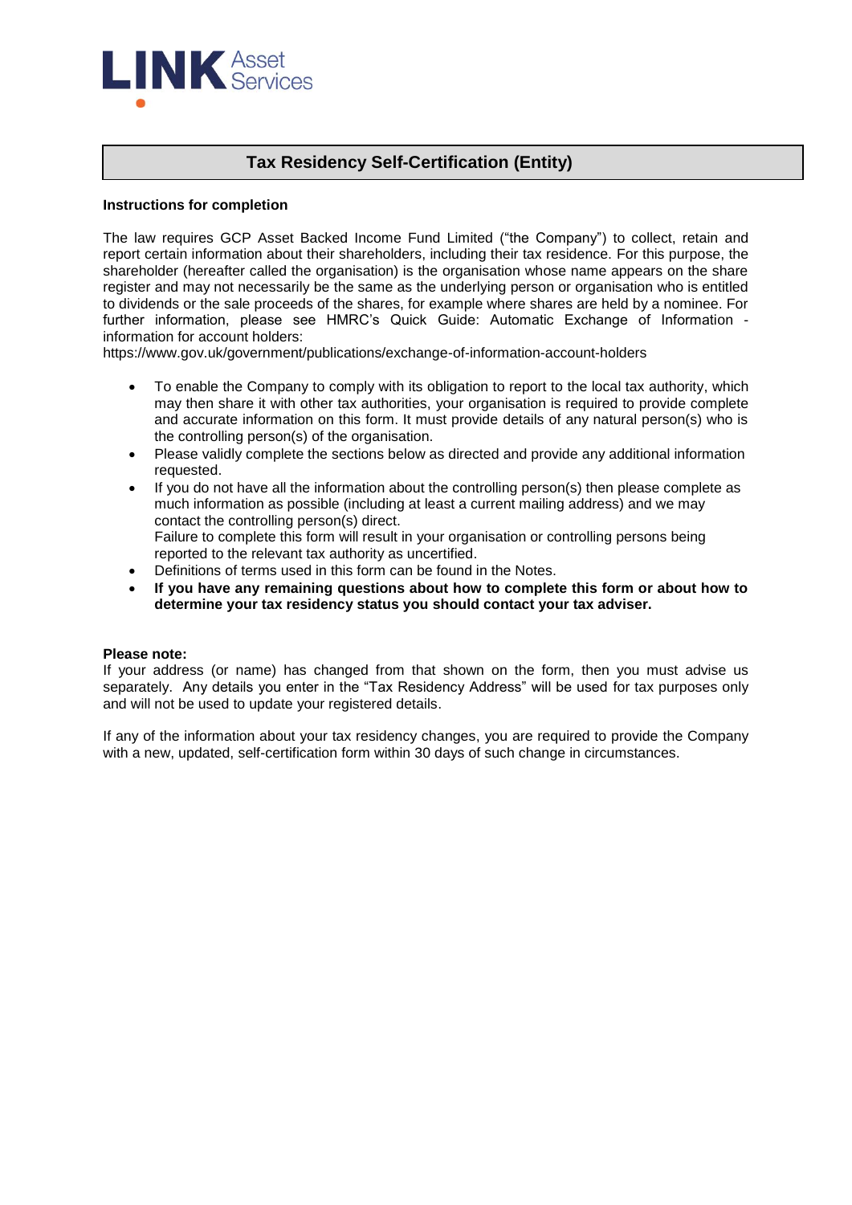LINK Asset Services

# Tax Residency Self-Certification (Entity)

**Instructions for completion**

The law requires GCP Asset Backed Income Fund Limited ("the Company") to collect, retain and report certain information about their shareholders, including their tax residence. For this purpose, the shareholder (hereafter called the organisation) is the organisation whose name appears on the share register and may not necessarily be the same as the underlying person or organisation who is entitled to dividends or the sale proceeds of the shares, for example where shares are held by a nominee. For further information, please see HMRC's Quick Guide: Automatic Exchange of Information - information for account holders:
https://www.gov.uk/government/publications/exchange-of-information-account-holders

- To enable the Company to comply with its obligation to report to the local tax authority, which may then share it with other tax authorities, your organisation is required to provide complete and accurate information on this form. It must provide details of any natural person(s) who is the controlling person(s) of the organisation.
- Please validly complete the sections below as directed and provide any additional information requested.
- If you do not have all the information about the controlling person(s) then please complete as much information as possible (including at least a current mailing address) and we may contact the controlling person(s) direct.
  Failure to complete this form will result in your organisation or controlling persons being reported to the relevant tax authority as uncertified.
- Definitions of terms used in this form can be found in the Notes.
- **If you have any remaining questions about how to complete this form or about how to determine your tax residency status you should contact your tax adviser.**

**Please note:**
If your address (or name) has changed from that shown on the form, then you must advise us separately. Any details you enter in the "Tax Residency Address" will be used for tax purposes only and will not be used to update your registered details.

If any of the information about your tax residency changes, you are required to provide the Company with a new, updated, self-certification form within 30 days of such change in circumstances.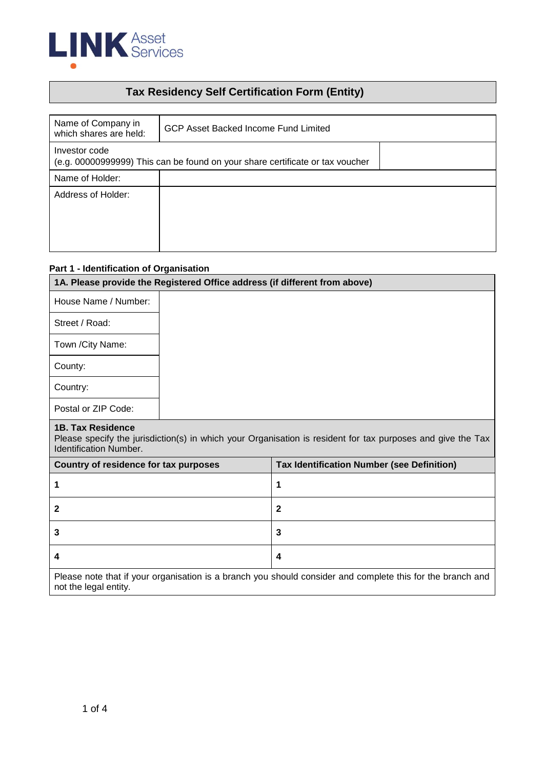LINK Asset Services

# Tax Residency Self Certification Form (Entity)

| Name of Company in which shares are held: | GCP Asset Backed Income Fund Limited |
|---|---|
| Investor code (e.g. 00000999999) This can be found on your share certificate or tax voucher | |
| Name of Holder: | |
| Address of Holder: | |

## Part 1 - Identification of Organisation

| **1A. Please provide the Registered Office address (if different from above)** | |
|---|---|
| House Name / Number: | |
| Street / Road: | |
| Town /City Name: | |
| County: | |
| Country: | |
| Postal or ZIP Code: | |

**1B. Tax Residence**

Please specify the jurisdiction(s) in which your Organisation is resident for tax purposes and give the Tax Identification Number.

| Country of residence for tax purposes | Tax Identification Number (see Definition) |
|---|---|
| **1** | **1** |
| **2** | **2** |
| **3** | **3** |
| **4** | **4** |

Please note that if your organisation is a branch you should consider and complete this for the branch and not the legal entity.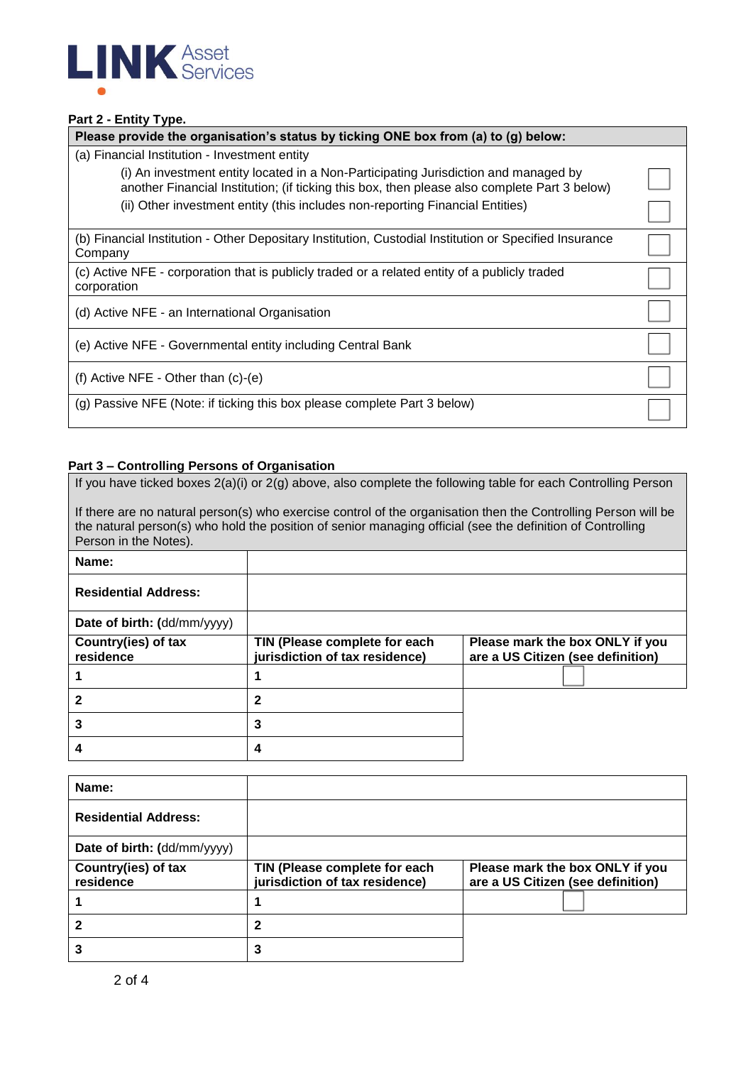LINK Asset Services

**Part 2 - Entity Type.**

| **Please provide the organisation's status by ticking ONE box from (a) to (g) below:** | |
|---|---|
| (a) Financial Institution - Investment entity | |
| (i) An investment entity located in a Non-Participating Jurisdiction and managed by another Financial Institution; (if ticking this box, then please also complete Part 3 below) | ☐ |
| (ii) Other investment entity (this includes non-reporting Financial Entities) | ☐ |
| (b) Financial Institution - Other Depositary Institution, Custodial Institution or Specified Insurance Company | ☐ |
| (c) Active NFE - corporation that is publicly traded or a related entity of a publicly traded corporation | ☐ |
| (d) Active NFE - an International Organisation | ☐ |
| (e) Active NFE - Governmental entity including Central Bank | ☐ |
| (f) Active NFE - Other than (c)-(e) | ☐ |
| (g) Passive NFE (Note: if ticking this box please complete Part 3 below) | ☐ |

**Part 3 – Controlling Persons of Organisation**

If you have ticked boxes 2(a)(i) or 2(g) above, also complete the following table for each Controlling Person

If there are no natural person(s) who exercise control of the organisation then the Controlling Person will be the natural person(s) who hold the position of senior managing official (see the definition of Controlling Person in the Notes).

| **Name:** | | |
|---|---|---|
| **Residential Address:** | | |
| **Date of birth:** (dd/mm/yyyy) | | |
| **Country(ies) of tax residence** | **TIN (Please complete for each jurisdiction of tax residence)** | **Please mark the box ONLY if you are a US Citizen (see definition)** |
| **1** | **1** | ☐ |
| **2** | **2** | |
| **3** | **3** | |
| **4** | **4** | |

| **Name:** | | |
|---|---|---|
| **Residential Address:** | | |
| **Date of birth:** (dd/mm/yyyy) | | |
| **Country(ies) of tax residence** | **TIN (Please complete for each jurisdiction of tax residence)** | **Please mark the box ONLY if you are a US Citizen (see definition)** |
| **1** | **1** | ☐ |
| **2** | **2** | |
| **3** | **3** | |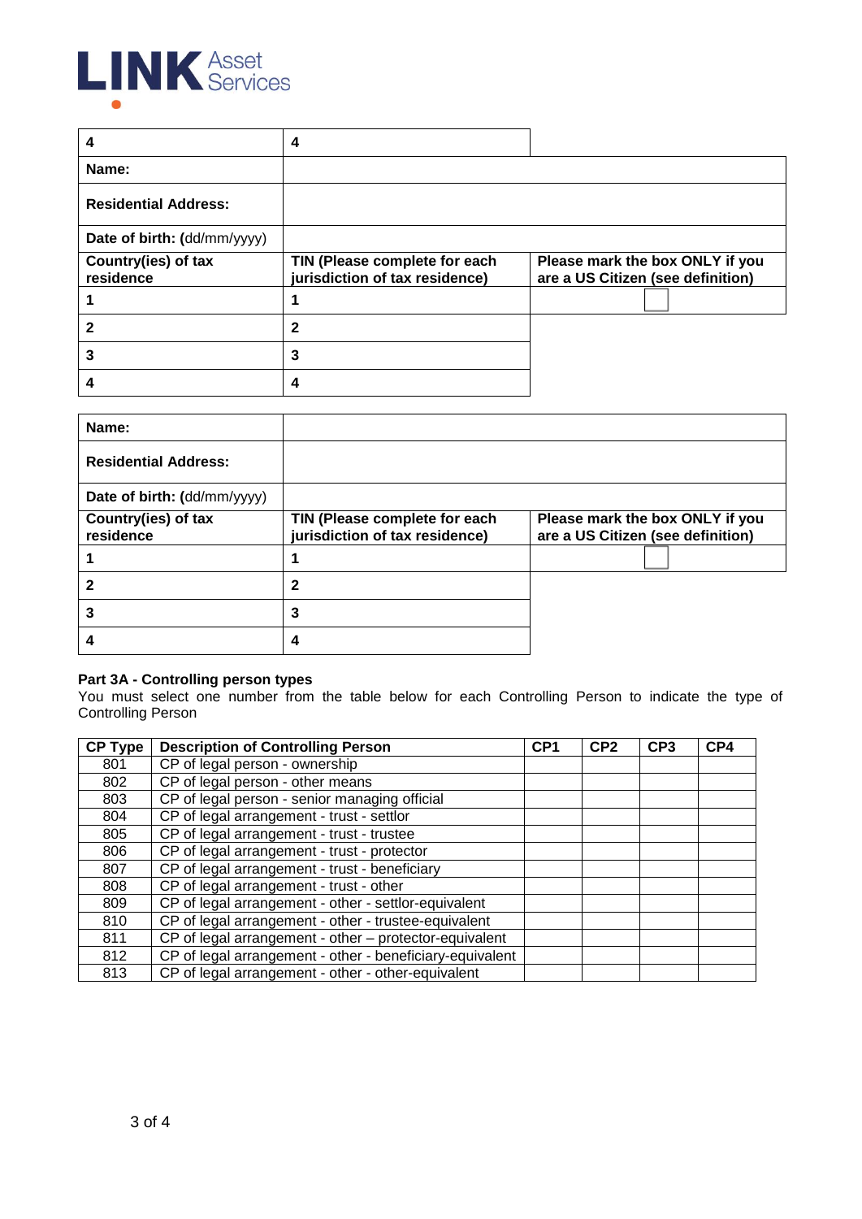| 4 | 4 | |
|---|---|---|
| **Name:** | | |
| **Residential Address:** | | |
| **Date of birth:** (dd/mm/yyyy) | | |
| **Country(ies) of tax residence** | **TIN (Please complete for each jurisdiction of tax residence)** | **Please mark the box ONLY if you are a US Citizen (see definition)** |
| **1** | **1** | ☐ |
| **2** | **2** | |
| **3** | **3** | |
| **4** | **4** | |

| **Name:** | | |
|---|---|---|
| **Residential Address:** | | |
| **Date of birth:** (dd/mm/yyyy) | | |
| **Country(ies) of tax residence** | **TIN (Please complete for each jurisdiction of tax residence)** | **Please mark the box ONLY if you are a US Citizen (see definition)** |
| **1** | **1** | ☐ |
| **2** | **2** | |
| **3** | **3** | |
| **4** | **4** | |

**Part 3A - Controlling person types**

You must select one number from the table below for each Controlling Person to indicate the type of Controlling Person

| CP Type | Description of Controlling Person | CP1 | CP2 | CP3 | CP4 |
|---|---|---|---|---|---|
| 801 | CP of legal person - ownership | | | | |
| 802 | CP of legal person - other means | | | | |
| 803 | CP of legal person - senior managing official | | | | |
| 804 | CP of legal arrangement - trust - settlor | | | | |
| 805 | CP of legal arrangement - trust - trustee | | | | |
| 806 | CP of legal arrangement - trust - protector | | | | |
| 807 | CP of legal arrangement - trust - beneficiary | | | | |
| 808 | CP of legal arrangement - trust - other | | | | |
| 809 | CP of legal arrangement - other - settlor-equivalent | | | | |
| 810 | CP of legal arrangement - other - trustee-equivalent | | | | |
| 811 | CP of legal arrangement - other – protector-equivalent | | | | |
| 812 | CP of legal arrangement - other - beneficiary-equivalent | | | | |
| 813 | CP of legal arrangement - other - other-equivalent | | | | |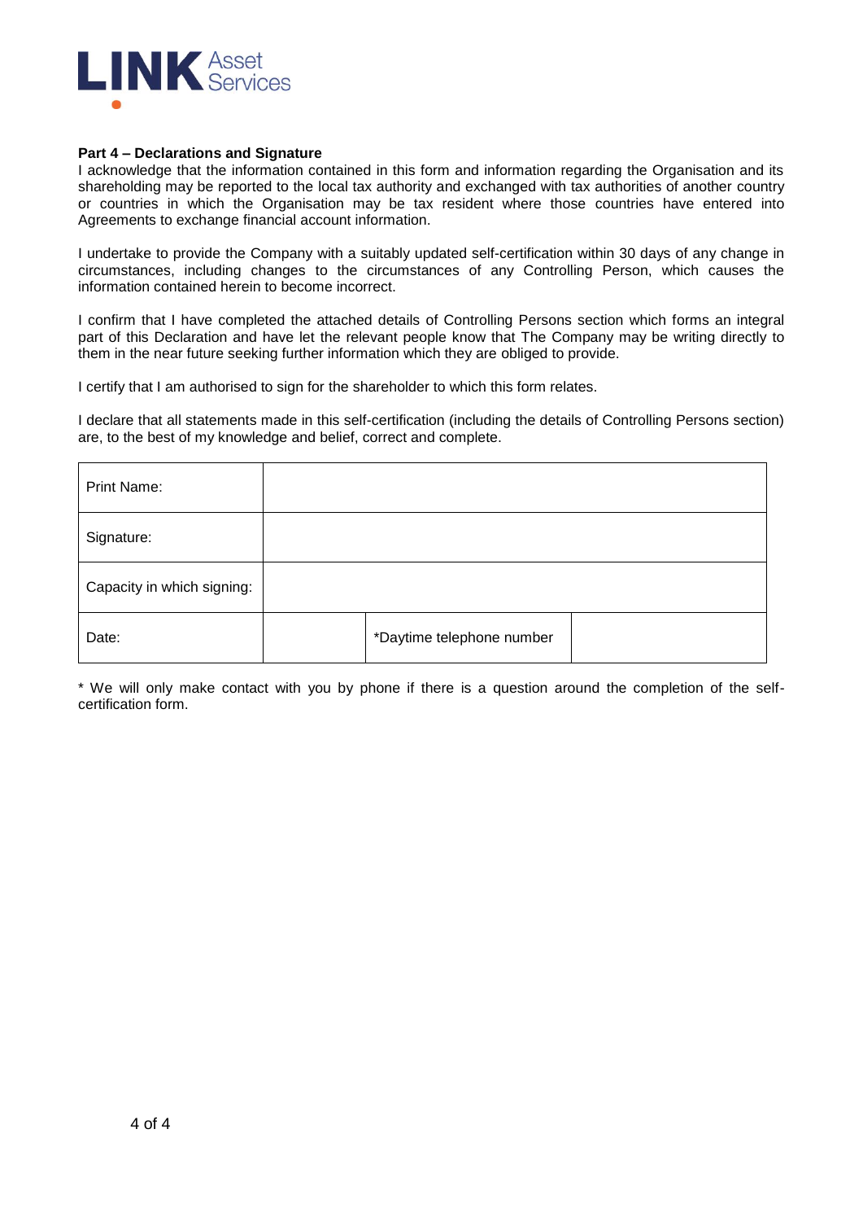**Part 4 – Declarations and Signature**

I acknowledge that the information contained in this form and information regarding the Organisation and its shareholding may be reported to the local tax authority and exchanged with tax authorities of another country or countries in which the Organisation may be tax resident where those countries have entered into Agreements to exchange financial account information.

I undertake to provide the Company with a suitably updated self-certification within 30 days of any change in circumstances, including changes to the circumstances of any Controlling Person, which causes the information contained herein to become incorrect.

I confirm that I have completed the attached details of Controlling Persons section which forms an integral part of this Declaration and have let the relevant people know that The Company may be writing directly to them in the near future seeking further information which they are obliged to provide.

I certify that I am authorised to sign for the shareholder to which this form relates.

I declare that all statements made in this self-certification (including the details of Controlling Persons section) are, to the best of my knowledge and belief, correct and complete.

| Print Name: | | | |
|---|---|---|---|
| Signature: | | | |
| Capacity in which signing: | | | |
| Date: | | *Daytime telephone number | |

\* We will only make contact with you by phone if there is a question around the completion of the self-certification form.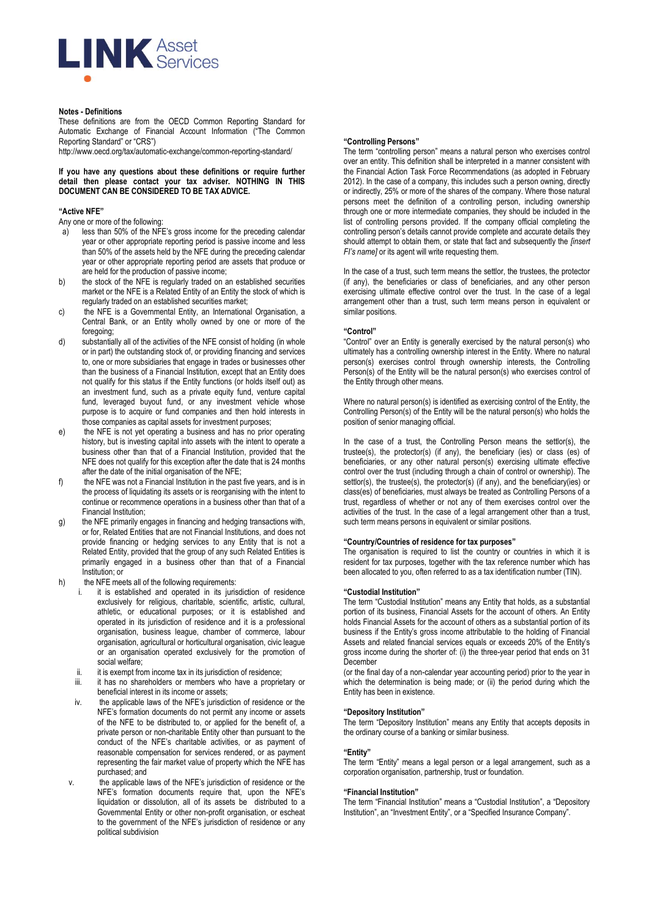**Notes - Definitions**

These definitions are from the OECD Common Reporting Standard for Automatic Exchange of Financial Account Information ("The Common Reporting Standard" or "CRS")
http://www.oecd.org/tax/automatic-exchange/common-reporting-standard/

**If you have any questions about these definitions or require further detail then please contact your tax adviser. NOTHING IN THIS DOCUMENT CAN BE CONSIDERED TO BE TAX ADVICE.**

**"Active NFE"**

Any one or more of the following:

a) less than 50% of the NFE's gross income for the preceding calendar year or other appropriate reporting period is passive income and less than 50% of the assets held by the NFE during the preceding calendar year or other appropriate reporting period are assets that produce or are held for the production of passive income;

b) the stock of the NFE is regularly traded on an established securities market or the NFE is a Related Entity of an Entity the stock of which is regularly traded on an established securities market;

c) the NFE is a Governmental Entity, an International Organisation, a Central Bank, or an Entity wholly owned by one or more of the foregoing;

d) substantially all of the activities of the NFE consist of holding (in whole or in part) the outstanding stock of, or providing financing and services to, one or more subsidiaries that engage in trades or businesses other than the business of a Financial Institution, except that an Entity does not qualify for this status if the Entity functions (or holds itself out) as an investment fund, such as a private equity fund, venture capital fund, leveraged buyout fund, or any investment vehicle whose purpose is to acquire or fund companies and then hold interests in those companies as capital assets for investment purposes;

e) the NFE is not yet operating a business and has no prior operating history, but is investing capital into assets with the intent to operate a business other than that of a Financial Institution, provided that the NFE does not qualify for this exception after the date that is 24 months after the date of the initial organisation of the NFE;

f) the NFE was not a Financial Institution in the past five years, and is in the process of liquidating its assets or is reorganising with the intent to continue or recommence operations in a business other than that of a Financial Institution;

g) the NFE primarily engages in financing and hedging transactions with, or for, Related Entities that are not Financial Institutions, and does not provide financing or hedging services to any Entity that is not a Related Entity, provided that the group of any such Related Entities is primarily engaged in a business other than that of a Financial Institution; or

h) the NFE meets all of the following requirements:

   i. it is established and operated in its jurisdiction of residence exclusively for religious, charitable, scientific, artistic, cultural, athletic, or educational purposes; or it is established and operated in its jurisdiction of residence and it is a professional organisation, business league, chamber of commerce, labour organisation, agricultural or horticultural organisation, civic league or an organisation operated exclusively for the promotion of social welfare;

   ii. it is exempt from income tax in its jurisdiction of residence;

   iii. it has no shareholders or members who have a proprietary or beneficial interest in its income or assets;

   iv. the applicable laws of the NFE's jurisdiction of residence or the NFE's formation documents do not permit any income or assets of the NFE to be distributed to, or applied for the benefit of, a private person or non-charitable Entity other than pursuant to the conduct of the NFE's charitable activities, or as payment of reasonable compensation for services rendered, or as payment representing the fair market value of property which the NFE has purchased; and

   v. the applicable laws of the NFE's jurisdiction of residence or the NFE's formation documents require that, upon the NFE's liquidation or dissolution, all of its assets be distributed to a Governmental Entity or other non-profit organisation, or escheat to the government of the NFE's jurisdiction of residence or any political subdivision

**"Controlling Persons"**

The term "controlling person" means a natural person who exercises control over an entity. This definition shall be interpreted in a manner consistent with the Financial Action Task Force Recommendations (as adopted in February 2012). In the case of a company, this includes such a person owning, directly or indirectly, 25% or more of the shares of the company. Where those natural persons meet the definition of a controlling person, including ownership through one or more intermediate companies, they should be included in the list of controlling persons provided. If the company official completing the controlling person's details cannot provide complete and accurate details they should attempt to obtain them, or state that fact and subsequently the *[insert FI's name]* or its agent will write requesting them.

In the case of a trust, such term means the settlor, the trustees, the protector (if any), the beneficiaries or class of beneficiaries, and any other person exercising ultimate effective control over the trust. In the case of a legal arrangement other than a trust, such term means person in equivalent or similar positions.

**"Control"**

"Control" over an Entity is generally exercised by the natural person(s) who ultimately has a controlling ownership interest in the Entity. Where no natural person(s) exercises control through ownership interests, the Controlling Person(s) of the Entity will be the natural person(s) who exercises control of the Entity through other means.

Where no natural person(s) is identified as exercising control of the Entity, the Controlling Person(s) of the Entity will be the natural person(s) who holds the position of senior managing official.

In the case of a trust, the Controlling Person means the settlor(s), the trustee(s), the protector(s) (if any), the beneficiary (ies) or class (es) of beneficiaries, or any other natural person(s) exercising ultimate effective control over the trust (including through a chain of control or ownership). The settlor(s), the trustee(s), the protector(s) (if any), and the beneficiary(ies) or class(es) of beneficiaries, must always be treated as Controlling Persons of a trust, regardless of whether or not any of them exercises control over the activities of the trust. In the case of a legal arrangement other than a trust, such term means persons in equivalent or similar positions.

**"Country/Countries of residence for tax purposes"**

The organisation is required to list the country or countries in which it is resident for tax purposes, together with the tax reference number which has been allocated to you, often referred to as a tax identification number (TIN).

**"Custodial Institution"**

The term "Custodial Institution" means any Entity that holds, as a substantial portion of its business, Financial Assets for the account of others. An Entity holds Financial Assets for the account of others as a substantial portion of its business if the Entity's gross income attributable to the holding of Financial Assets and related financial services equals or exceeds 20% of the Entity's gross income during the shorter of: (i) the three-year period that ends on 31 December
(or the final day of a non-calendar year accounting period) prior to the year in which the determination is being made; or (ii) the period during which the Entity has been in existence.

**"Depository Institution"**

The term "Depository Institution" means any Entity that accepts deposits in the ordinary course of a banking or similar business.

**"Entity"**

The term "Entity" means a legal person or a legal arrangement, such as a corporation organisation, partnership, trust or foundation.

**"Financial Institution"**

The term "Financial Institution" means a "Custodial Institution", a "Depository Institution", an "Investment Entity", or a "Specified Insurance Company".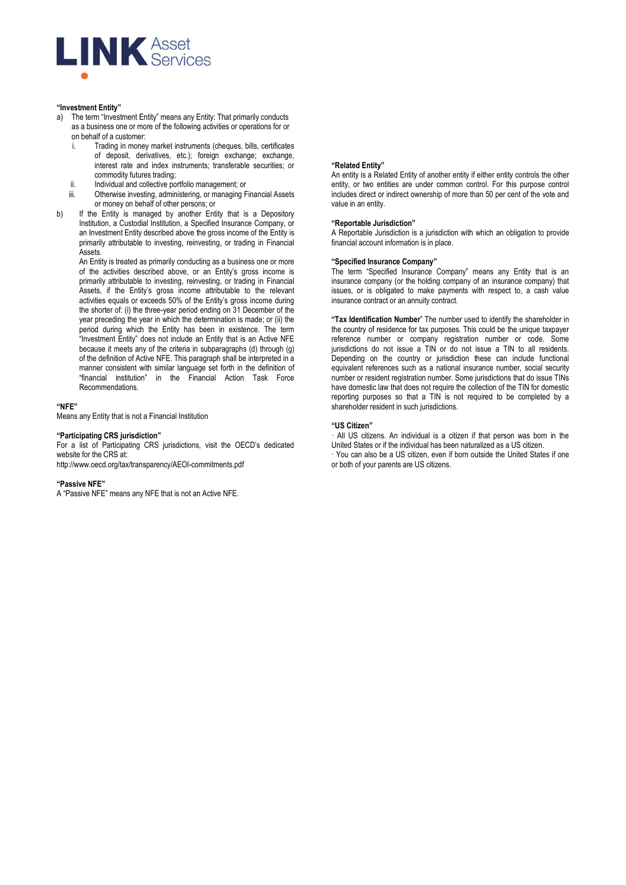**"Investment Entity"**

a) The term "Investment Entity" means any Entity: That primarily conducts as a business one or more of the following activities or operations for or on behalf of a customer:
   i. Trading in money market instruments (cheques, bills, certificates of deposit, derivatives, etc.); foreign exchange; exchange, interest rate and index instruments; transferable securities; or commodity futures trading;
   ii. Individual and collective portfolio management; or
   iii. Otherwise investing, administering, or managing Financial Assets or money on behalf of other persons; or

b) If the Entity is managed by another Entity that is a Depository Institution, a Custodial Institution, a Specified Insurance Company, or an Investment Entity described above the gross income of the Entity is primarily attributable to investing, reinvesting, or trading in Financial Assets.

   An Entity is treated as primarily conducting as a business one or more of the activities described above, or an Entity's gross income is primarily attributable to investing, reinvesting, or trading in Financial Assets, if the Entity's gross income attributable to the relevant activities equals or exceeds 50% of the Entity's gross income during the shorter of: (i) the three-year period ending on 31 December of the year preceding the year in which the determination is made; or (ii) the period during which the Entity has been in existence. The term "Investment Entity" does not include an Entity that is an Active NFE because it meets any of the criteria in subparagraphs (d) through (g) of the definition of Active NFE. This paragraph shall be interpreted in a manner consistent with similar language set forth in the definition of "financial institution" in the Financial Action Task Force Recommendations.

**"NFE"**

Means any Entity that is not a Financial Institution

**"Participating CRS jurisdiction"**

For a list of Participating CRS jurisdictions, visit the OECD's dedicated website for the CRS at:
http://www.oecd.org/tax/transparency/AEOI-commitments.pdf

**"Passive NFE"**

A "Passive NFE" means any NFE that is not an Active NFE.

**"Related Entity"**

An entity is a Related Entity of another entity if either entity controls the other entity, or two entities are under common control. For this purpose control includes direct or indirect ownership of more than 50 per cent of the vote and value in an entity.

**"Reportable Jurisdiction"**

A Reportable Jurisdiction is a jurisdiction with which an obligation to provide financial account information is in place.

**"Specified Insurance Company"**

The term "Specified Insurance Company" means any Entity that is an insurance company (or the holding company of an insurance company) that issues, or is obligated to make payments with respect to, a cash value insurance contract or an annuity contract.

**"Tax Identification Number**" The number used to identify the shareholder in the country of residence for tax purposes. This could be the unique taxpayer reference number or company registration number or code. Some jurisdictions do not issue a TIN or do not issue a TIN to all residents. Depending on the country or jurisdiction these can include functional equivalent references such as a national insurance number, social security number or resident registration number. Some jurisdictions that do issue TINs have domestic law that does not require the collection of the TIN for domestic reporting purposes so that a TIN is not required to be completed by a shareholder resident in such jurisdictions.

**"US Citizen"**

· All US citizens. An individual is a citizen if that person was born in the United States or if the individual has been naturalized as a US citizen.

· You can also be a US citizen, even if born outside the United States if one or both of your parents are US citizens.